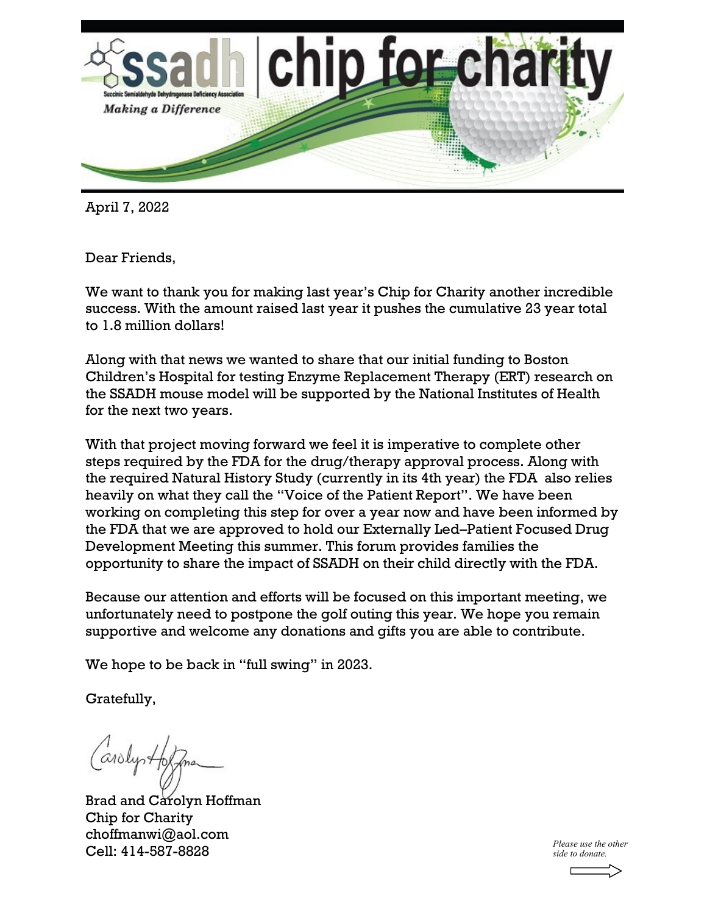# ssadh | chip for charity

Succinic Semialdehyde Dehydrogenase Deficiency Association

*Making a Difference*

April 7, 2022

Dear Friends,

We want to thank you for making last year's Chip for Charity another incredible success. With the amount raised last year it pushes the cumulative 23 year total to 1.8 million dollars!

Along with that news we wanted to share that our initial funding to Boston Children's Hospital for testing Enzyme Replacement Therapy (ERT) research on the SSADH mouse model will be supported by the National Institutes of Health for the next two years.

With that project moving forward we feel it is imperative to complete other steps required by the FDA for the drug/therapy approval process. Along with the required Natural History Study (currently in its 4th year) the FDA also relies heavily on what they call the "Voice of the Patient Report". We have been working on completing this step for over a year now and have been informed by the FDA that we are approved to hold our Externally Led–Patient Focused Drug Development Meeting this summer. This forum provides families the opportunity to share the impact of SSADH on their child directly with the FDA.

Because our attention and efforts will be focused on this important meeting, we unfortunately need to postpone the golf outing this year. We hope you remain supportive and welcome any donations and gifts you are able to contribute.

We hope to be back in "full swing" in 2023.

Gratefully,

Brad and Carolyn Hoffman
Chip for Charity
choffmanwi@aol.com
Cell: 414-587-8828

*Please use the other side to donate.*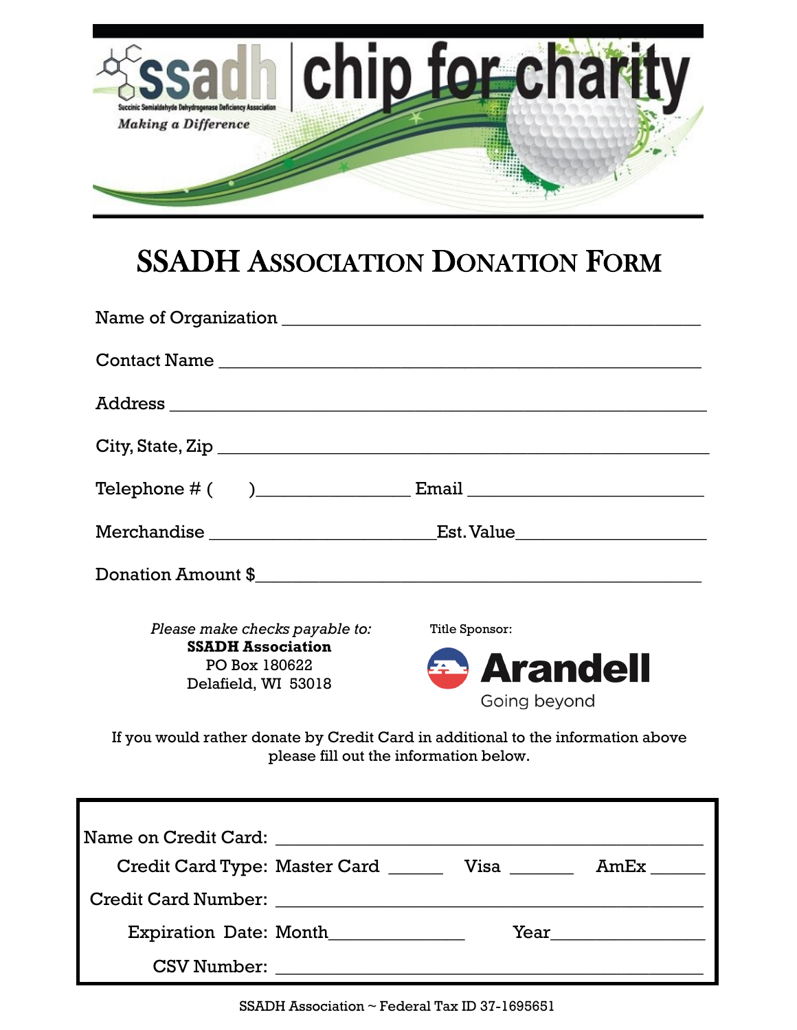ssadh | chip for charity

Succinic Semialdehyde Dehydrogenase Deficiency Association

*Making a Difference*

# SSADH Association Donation Form

Name of Organization ___________________________________________

Contact Name ___________________________________________

Address ___________________________________________

City, State, Zip ___________________________________________

Telephone # (      )________________ Email ________________________

Merchandise ______________________Est. Value____________________

Donation Amount $___________________________________________

*Please make checks payable to:*
**SSADH Association**
PO Box 180622
Delafield, WI 53018

Title Sponsor:
Arandell
Going beyond

If you would rather donate by Credit Card in additional to the information above please fill out the information below.

Name on Credit Card: ___________________________________________

Credit Card Type: Master Card ______ Visa _______ AmEx ______

Credit Card Number: ___________________________________________

Expiration Date: Month______________ Year________________

CSV Number: ___________________________________________

SSADH Association ~ Federal Tax ID 37-1695651